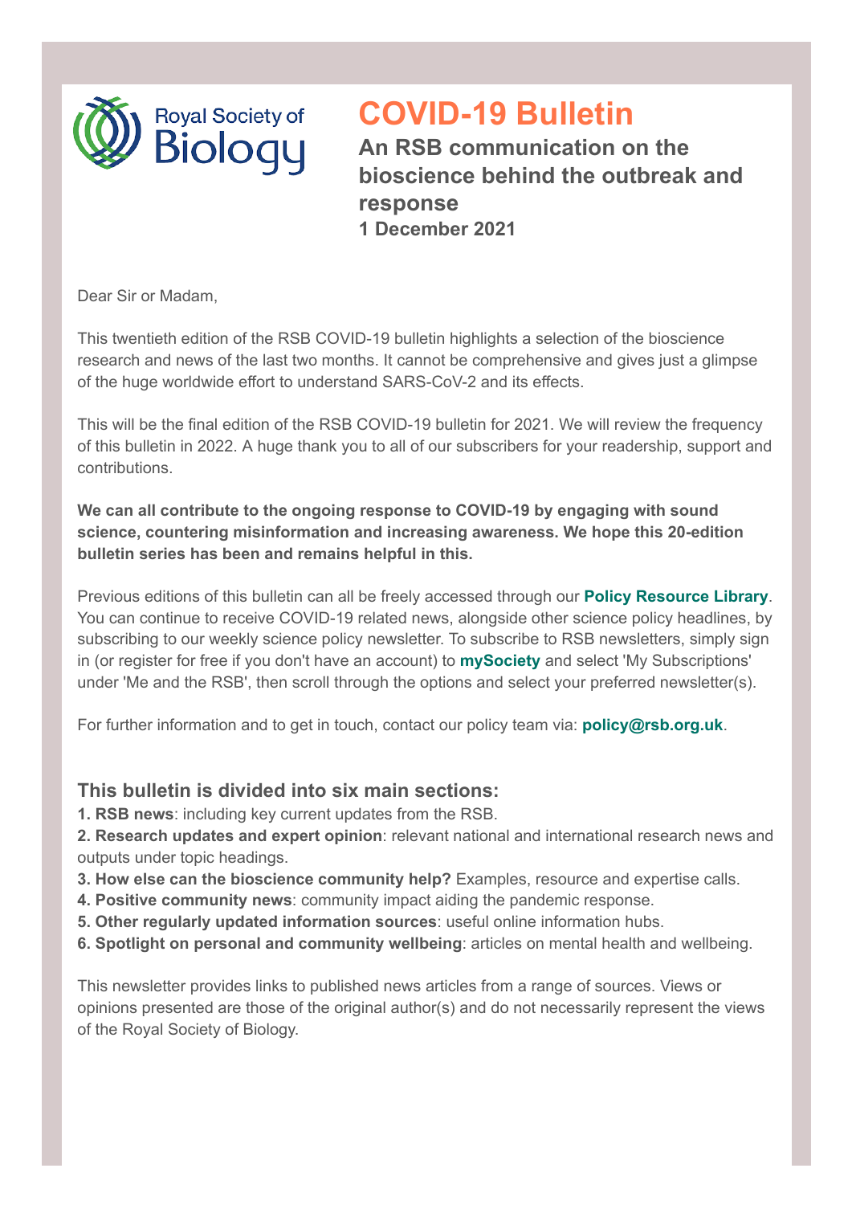Royal Society of Biology

# COVID-19 Bulletin

**An RSB communication on the bioscience behind the outbreak and response**

**1 December 2021**

Dear Sir or Madam,

This twentieth edition of the RSB COVID-19 bulletin highlights a selection of the bioscience research and news of the last two months. It cannot be comprehensive and gives just a glimpse of the huge worldwide effort to understand SARS-CoV-2 and its effects.

This will be the final edition of the RSB COVID-19 bulletin for 2021. We will review the frequency of this bulletin in 2022. A huge thank you to all of our subscribers for your readership, support and contributions.

**We can all contribute to the ongoing response to COVID-19 by engaging with sound science, countering misinformation and increasing awareness. We hope this 20-edition bulletin series has been and remains helpful in this.**

Previous editions of this bulletin can all be freely accessed through our **Policy Resource Library**. You can continue to receive COVID-19 related news, alongside other science policy headlines, by subscribing to our weekly science policy newsletter. To subscribe to RSB newsletters, simply sign in (or register for free if you don't have an account) to **mySociety** and select 'My Subscriptions' under 'Me and the RSB', then scroll through the options and select your preferred newsletter(s).

For further information and to get in touch, contact our policy team via: **policy@rsb.org.uk**.

### This bulletin is divided into six main sections:

**1. RSB news**: including key current updates from the RSB.
**2. Research updates and expert opinion**: relevant national and international research news and outputs under topic headings.
**3. How else can the bioscience community help?** Examples, resource and expertise calls.
**4. Positive community news**: community impact aiding the pandemic response.
**5. Other regularly updated information sources**: useful online information hubs.
**6. Spotlight on personal and community wellbeing**: articles on mental health and wellbeing.

This newsletter provides links to published news articles from a range of sources. Views or opinions presented are those of the original author(s) and do not necessarily represent the views of the Royal Society of Biology.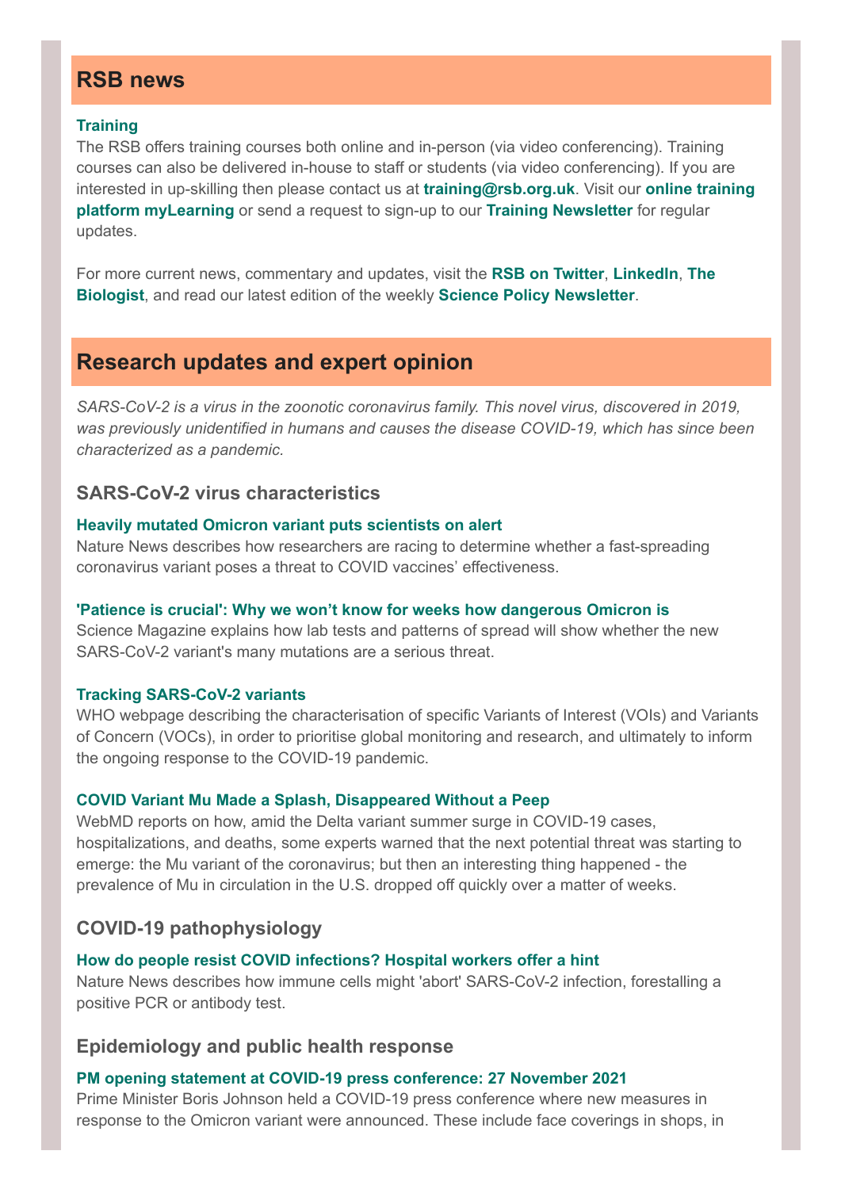## RSB news

**Training**

The RSB offers training courses both online and in-person (via video conferencing). Training courses can also be delivered in-house to staff or students (via video conferencing). If you are interested in up-skilling then please contact us at **training@rsb.org.uk**. Visit our **online training platform myLearning** or send a request to sign-up to our **Training Newsletter** for regular updates.

For more current news, commentary and updates, visit the **RSB on Twitter**, **LinkedIn**, **The Biologist**, and read our latest edition of the weekly **Science Policy Newsletter**.

## Research updates and expert opinion

*SARS-CoV-2 is a virus in the zoonotic coronavirus family. This novel virus, discovered in 2019, was previously unidentified in humans and causes the disease COVID-19, which has since been characterized as a pandemic.*

### SARS-CoV-2 virus characteristics

**Heavily mutated Omicron variant puts scientists on alert**

Nature News describes how researchers are racing to determine whether a fast-spreading coronavirus variant poses a threat to COVID vaccines' effectiveness.

**'Patience is crucial': Why we won't know for weeks how dangerous Omicron is**

Science Magazine explains how lab tests and patterns of spread will show whether the new SARS-CoV-2 variant's many mutations are a serious threat.

**Tracking SARS-CoV-2 variants**

WHO webpage describing the characterisation of specific Variants of Interest (VOIs) and Variants of Concern (VOCs), in order to prioritise global monitoring and research, and ultimately to inform the ongoing response to the COVID-19 pandemic.

**COVID Variant Mu Made a Splash, Disappeared Without a Peep**

WebMD reports on how, amid the Delta variant summer surge in COVID-19 cases, hospitalizations, and deaths, some experts warned that the next potential threat was starting to emerge: the Mu variant of the coronavirus; but then an interesting thing happened - the prevalence of Mu in circulation in the U.S. dropped off quickly over a matter of weeks.

### COVID-19 pathophysiology

**How do people resist COVID infections? Hospital workers offer a hint**

Nature News describes how immune cells might 'abort' SARS-CoV-2 infection, forestalling a positive PCR or antibody test.

### Epidemiology and public health response

**PM opening statement at COVID-19 press conference: 27 November 2021**

Prime Minister Boris Johnson held a COVID-19 press conference where new measures in response to the Omicron variant were announced. These include face coverings in shops, in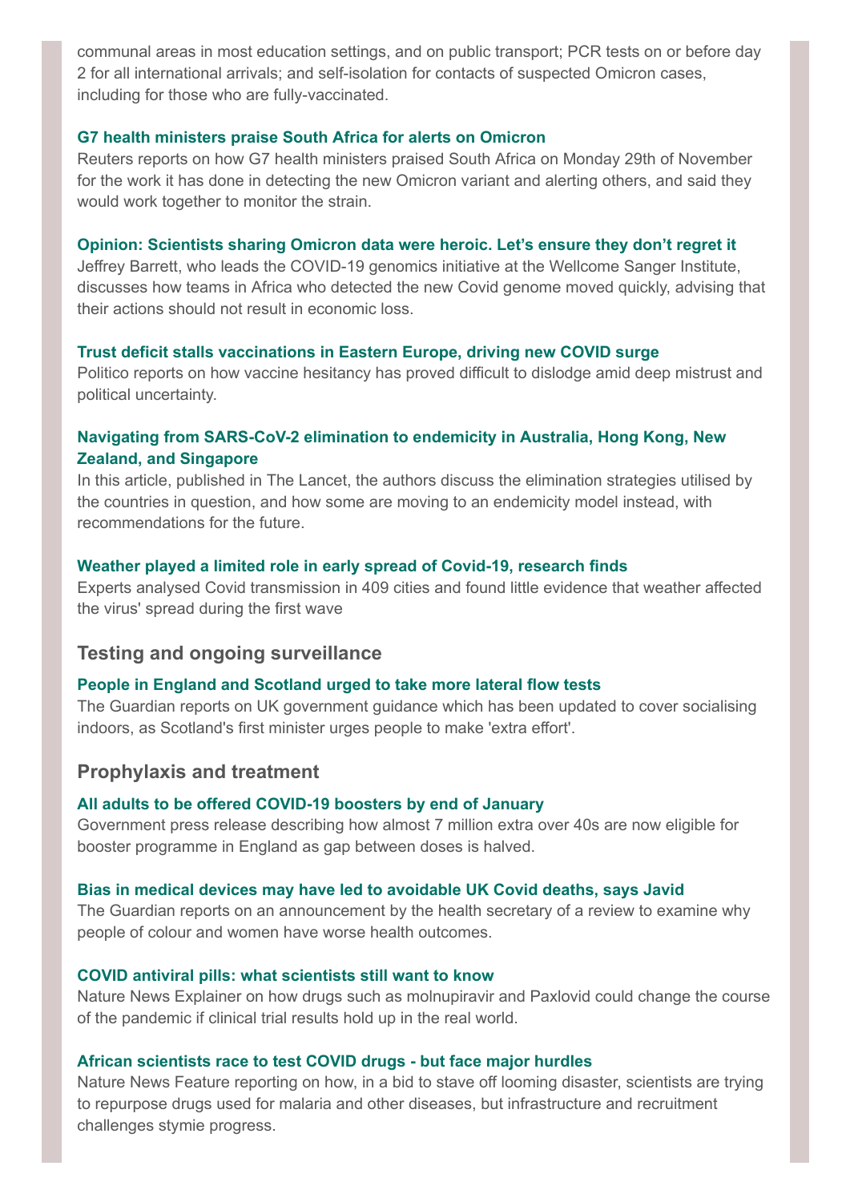communal areas in most education settings, and on public transport; PCR tests on or before day 2 for all international arrivals; and self-isolation for contacts of suspected Omicron cases, including for those who are fully-vaccinated.

**G7 health ministers praise South Africa for alerts on Omicron**

Reuters reports on how G7 health ministers praised South Africa on Monday 29th of November for the work it has done in detecting the new Omicron variant and alerting others, and said they would work together to monitor the strain.

**Opinion: Scientists sharing Omicron data were heroic. Let's ensure they don't regret it**

Jeffrey Barrett, who leads the COVID-19 genomics initiative at the Wellcome Sanger Institute, discusses how teams in Africa who detected the new Covid genome moved quickly, advising that their actions should not result in economic loss.

**Trust deficit stalls vaccinations in Eastern Europe, driving new COVID surge**

Politico reports on how vaccine hesitancy has proved difficult to dislodge amid deep mistrust and political uncertainty.

**Navigating from SARS-CoV-2 elimination to endemicity in Australia, Hong Kong, New Zealand, and Singapore**

In this article, published in The Lancet, the authors discuss the elimination strategies utilised by the countries in question, and how some are moving to an endemicity model instead, with recommendations for the future.

**Weather played a limited role in early spread of Covid-19, research finds**

Experts analysed Covid transmission in 409 cities and found little evidence that weather affected the virus' spread during the first wave

## Testing and ongoing surveillance

**People in England and Scotland urged to take more lateral flow tests**

The Guardian reports on UK government guidance which has been updated to cover socialising indoors, as Scotland's first minister urges people to make 'extra effort'.

## Prophylaxis and treatment

**All adults to be offered COVID-19 boosters by end of January**

Government press release describing how almost 7 million extra over 40s are now eligible for booster programme in England as gap between doses is halved.

**Bias in medical devices may have led to avoidable UK Covid deaths, says Javid**

The Guardian reports on an announcement by the health secretary of a review to examine why people of colour and women have worse health outcomes.

**COVID antiviral pills: what scientists still want to know**

Nature News Explainer on how drugs such as molnupiravir and Paxlovid could change the course of the pandemic if clinical trial results hold up in the real world.

**African scientists race to test COVID drugs - but face major hurdles**

Nature News Feature reporting on how, in a bid to stave off looming disaster, scientists are trying to repurpose drugs used for malaria and other diseases, but infrastructure and recruitment challenges stymie progress.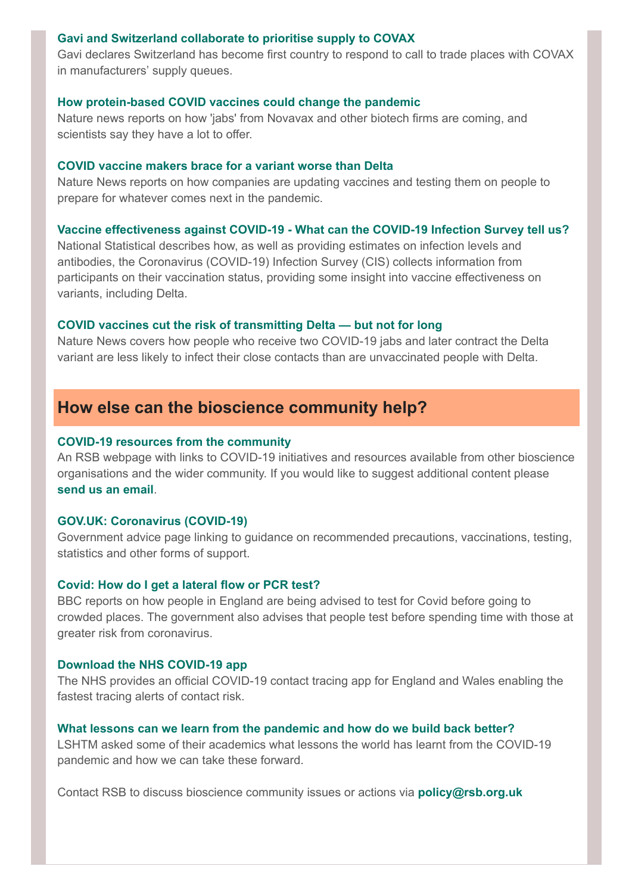**Gavi and Switzerland collaborate to prioritise supply to COVAX**
Gavi declares Switzerland has become first country to respond to call to trade places with COVAX in manufacturers' supply queues.

**How protein-based COVID vaccines could change the pandemic**
Nature news reports on how 'jabs' from Novavax and other biotech firms are coming, and scientists say they have a lot to offer.

**COVID vaccine makers brace for a variant worse than Delta**
Nature News reports on how companies are updating vaccines and testing them on people to prepare for whatever comes next in the pandemic.

**Vaccine effectiveness against COVID-19 - What can the COVID-19 Infection Survey tell us?**
National Statistical describes how, as well as providing estimates on infection levels and antibodies, the Coronavirus (COVID-19) Infection Survey (CIS) collects information from participants on their vaccination status, providing some insight into vaccine effectiveness on variants, including Delta.

**COVID vaccines cut the risk of transmitting Delta — but not for long**
Nature News covers how people who receive two COVID-19 jabs and later contract the Delta variant are less likely to infect their close contacts than are unvaccinated people with Delta.

## How else can the bioscience community help?

**COVID-19 resources from the community**
An RSB webpage with links to COVID-19 initiatives and resources available from other bioscience organisations and the wider community. If you would like to suggest additional content please **send us an email**.

**GOV.UK: Coronavirus (COVID-19)**
Government advice page linking to guidance on recommended precautions, vaccinations, testing, statistics and other forms of support.

**Covid: How do I get a lateral flow or PCR test?**
BBC reports on how people in England are being advised to test for Covid before going to crowded places. The government also advises that people test before spending time with those at greater risk from coronavirus.

**Download the NHS COVID-19 app**
The NHS provides an official COVID-19 contact tracing app for England and Wales enabling the fastest tracing alerts of contact risk.

**What lessons can we learn from the pandemic and how do we build back better?**
LSHTM asked some of their academics what lessons the world has learnt from the COVID-19 pandemic and how we can take these forward.

Contact RSB to discuss bioscience community issues or actions via **policy@rsb.org.uk**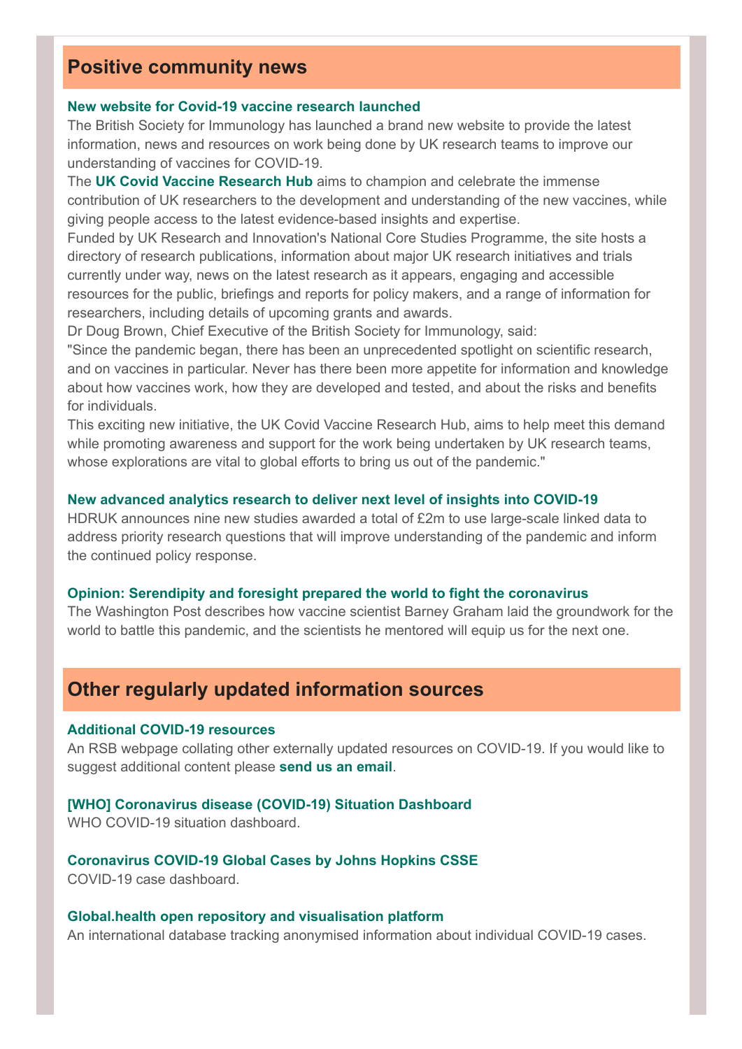## Positive community news

**New website for Covid-19 vaccine research launched**

The British Society for Immunology has launched a brand new website to provide the latest information, news and resources on work being done by UK research teams to improve our understanding of vaccines for COVID-19.

The **UK Covid Vaccine Research Hub** aims to champion and celebrate the immense contribution of UK researchers to the development and understanding of the new vaccines, while giving people access to the latest evidence-based insights and expertise.

Funded by UK Research and Innovation's National Core Studies Programme, the site hosts a directory of research publications, information about major UK research initiatives and trials currently under way, news on the latest research as it appears, engaging and accessible resources for the public, briefings and reports for policy makers, and a range of information for researchers, including details of upcoming grants and awards.

Dr Doug Brown, Chief Executive of the British Society for Immunology, said:

"Since the pandemic began, there has been an unprecedented spotlight on scientific research, and on vaccines in particular. Never has there been more appetite for information and knowledge about how vaccines work, how they are developed and tested, and about the risks and benefits for individuals.

This exciting new initiative, the UK Covid Vaccine Research Hub, aims to help meet this demand while promoting awareness and support for the work being undertaken by UK research teams, whose explorations are vital to global efforts to bring us out of the pandemic."

**New advanced analytics research to deliver next level of insights into COVID-19**

HDRUK announces nine new studies awarded a total of £2m to use large-scale linked data to address priority research questions that will improve understanding of the pandemic and inform the continued policy response.

**Opinion: Serendipity and foresight prepared the world to fight the coronavirus**

The Washington Post describes how vaccine scientist Barney Graham laid the groundwork for the world to battle this pandemic, and the scientists he mentored will equip us for the next one.

## Other regularly updated information sources

**Additional COVID-19 resources**

An RSB webpage collating other externally updated resources on COVID-19. If you would like to suggest additional content please **send us an email**.

**[WHO] Coronavirus disease (COVID-19) Situation Dashboard**

WHO COVID-19 situation dashboard.

**Coronavirus COVID-19 Global Cases by Johns Hopkins CSSE**

COVID-19 case dashboard.

**Global.health open repository and visualisation platform**

An international database tracking anonymised information about individual COVID-19 cases.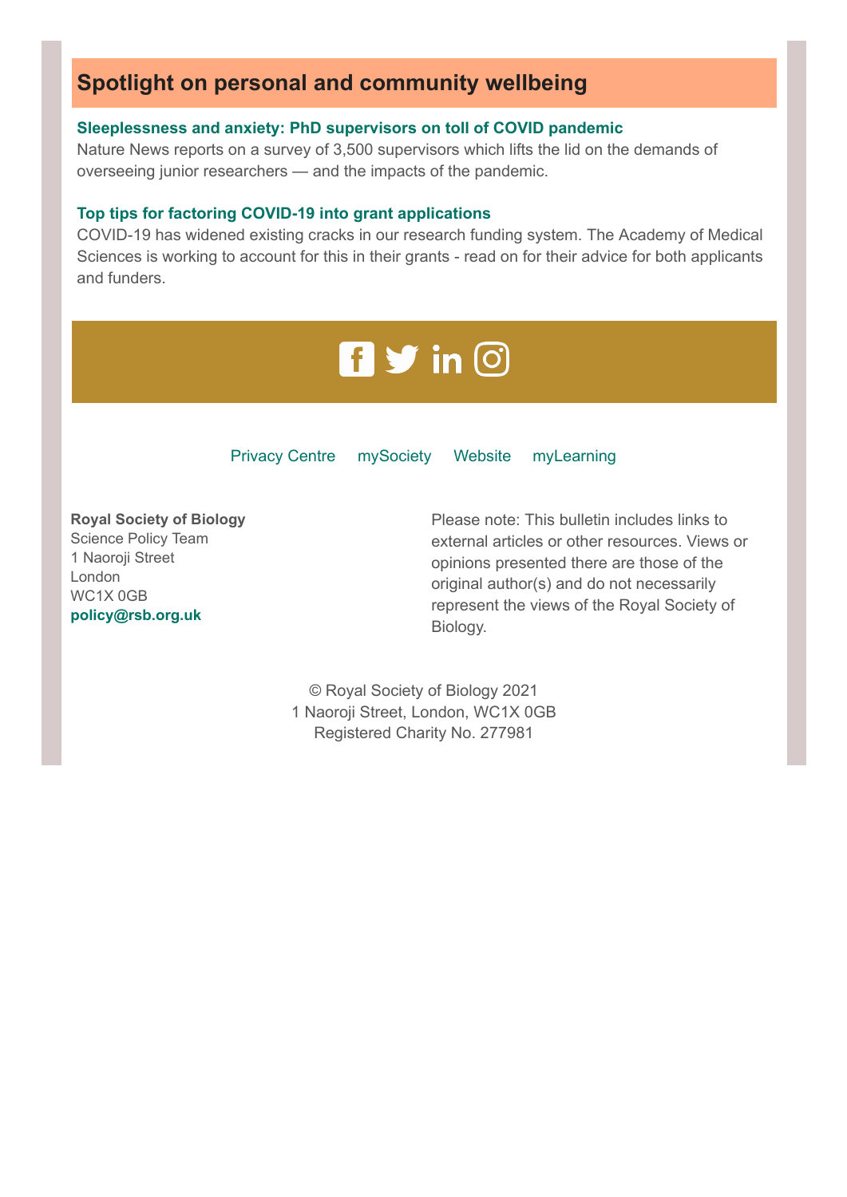## Spotlight on personal and community wellbeing

**Sleeplessness and anxiety: PhD supervisors on toll of COVID pandemic**

Nature News reports on a survey of 3,500 supervisors which lifts the lid on the demands of overseeing junior researchers — and the impacts of the pandemic.

**Top tips for factoring COVID-19 into grant applications**

COVID-19 has widened existing cracks in our research funding system. The Academy of Medical Sciences is working to account for this in their grants - read on for their advice for both applicants and funders.

Privacy Centre mySociety Website myLearning

**Royal Society of Biology**
Science Policy Team
1 Naoroji Street
London
WC1X 0GB
**policy@rsb.org.uk**

Please note: This bulletin includes links to external articles or other resources. Views or opinions presented there are those of the original author(s) and do not necessarily represent the views of the Royal Society of Biology.

© Royal Society of Biology 2021
1 Naoroji Street, London, WC1X 0GB
Registered Charity No. 277981